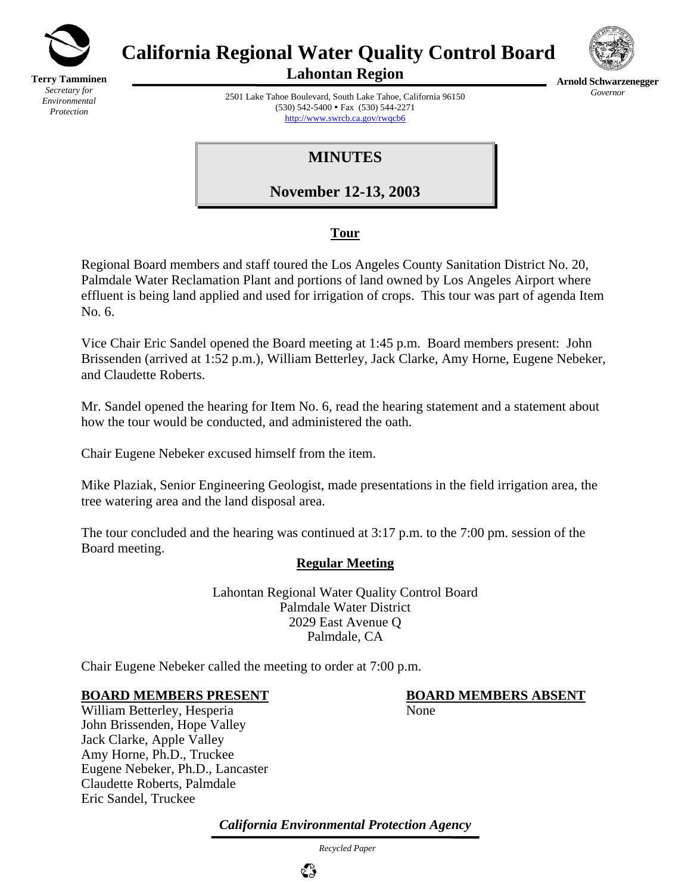**Terry Tamminen**
*Secretary for Environmental Protection*

# California Regional Water Quality Control Board
## Lahontan Region

**Arnold Schwarzenegger**
*Governor*

2501 Lake Tahoe Boulevard, South Lake Tahoe, California 96150
(530) 542-5400 • Fax (530) 544-2271
http://www.swrcb.ca.gov/rwqcb6

# MINUTES

## November 12-13, 2003

### Tour

Regional Board members and staff toured the Los Angeles County Sanitation District No. 20, Palmdale Water Reclamation Plant and portions of land owned by Los Angeles Airport where effluent is being land applied and used for irrigation of crops. This tour was part of agenda Item No. 6.

Vice Chair Eric Sandel opened the Board meeting at 1:45 p.m. Board members present: John Brissenden (arrived at 1:52 p.m.), William Betterley, Jack Clarke, Amy Horne, Eugene Nebeker, and Claudette Roberts.

Mr. Sandel opened the hearing for Item No. 6, read the hearing statement and a statement about how the tour would be conducted, and administered the oath.

Chair Eugene Nebeker excused himself from the item.

Mike Plaziak, Senior Engineering Geologist, made presentations in the field irrigation area, the tree watering area and the land disposal area.

The tour concluded and the hearing was continued at 3:17 p.m. to the 7:00 pm. session of the Board meeting.

### Regular Meeting

Lahontan Regional Water Quality Control Board
Palmdale Water District
2029 East Avenue Q
Palmdale, CA

Chair Eugene Nebeker called the meeting to order at 7:00 p.m.

**BOARD MEMBERS PRESENT**

William Betterley, Hesperia
John Brissenden, Hope Valley
Jack Clarke, Apple Valley
Amy Horne, Ph.D., Truckee
Eugene Nebeker, Ph.D., Lancaster
Claudette Roberts, Palmdale
Eric Sandel, Truckee

**BOARD MEMBERS ABSENT**

None

*California Environmental Protection Agency*

*Recycled Paper*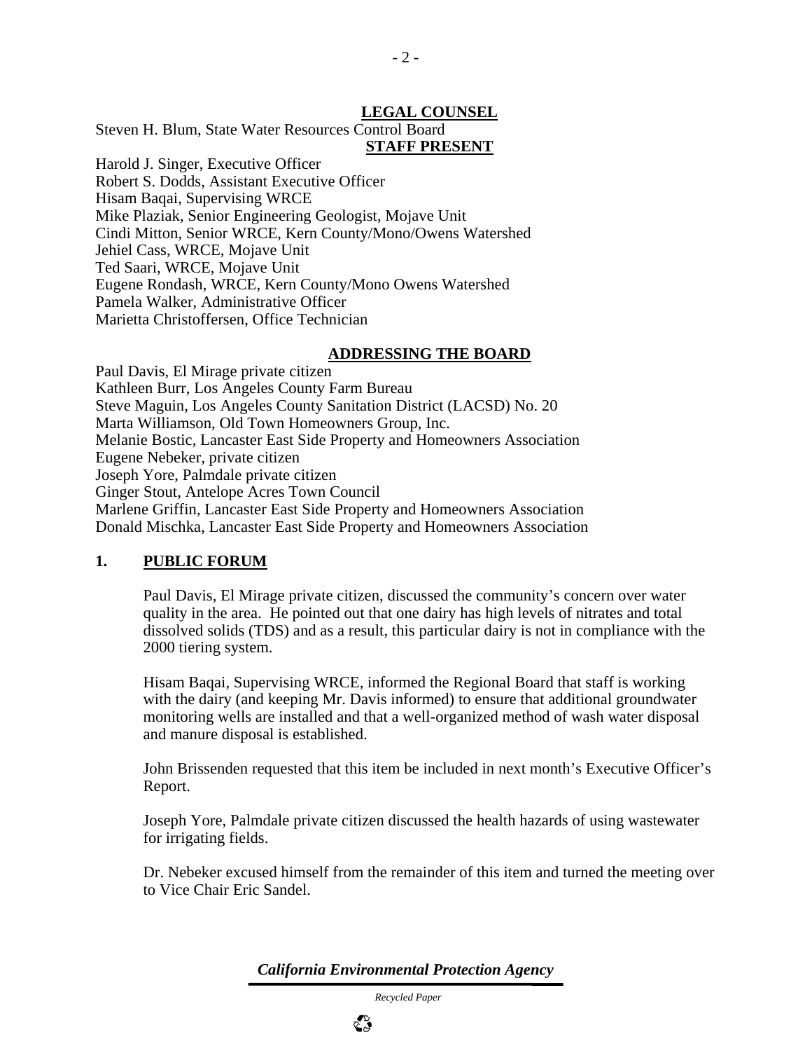## LEGAL COUNSEL

Steven H. Blum, State Water Resources Control Board

## STAFF PRESENT

Harold J. Singer, Executive Officer
Robert S. Dodds, Assistant Executive Officer
Hisam Baqai, Supervising WRCE
Mike Plaziak, Senior Engineering Geologist, Mojave Unit
Cindi Mitton, Senior WRCE, Kern County/Mono/Owens Watershed
Jehiel Cass, WRCE, Mojave Unit
Ted Saari, WRCE, Mojave Unit
Eugene Rondash, WRCE, Kern County/Mono Owens Watershed
Pamela Walker, Administrative Officer
Marietta Christoffersen, Office Technician

## ADDRESSING THE BOARD

Paul Davis, El Mirage private citizen
Kathleen Burr, Los Angeles County Farm Bureau
Steve Maguin, Los Angeles County Sanitation District (LACSD) No. 20
Marta Williamson, Old Town Homeowners Group, Inc.
Melanie Bostic, Lancaster East Side Property and Homeowners Association
Eugene Nebeker, private citizen
Joseph Yore, Palmdale private citizen
Ginger Stout, Antelope Acres Town Council
Marlene Griffin, Lancaster East Side Property and Homeowners Association
Donald Mischka, Lancaster East Side Property and Homeowners Association

## 1. PUBLIC FORUM

Paul Davis, El Mirage private citizen, discussed the community's concern over water quality in the area. He pointed out that one dairy has high levels of nitrates and total dissolved solids (TDS) and as a result, this particular dairy is not in compliance with the 2000 tiering system.

Hisam Baqai, Supervising WRCE, informed the Regional Board that staff is working with the dairy (and keeping Mr. Davis informed) to ensure that additional groundwater monitoring wells are installed and that a well-organized method of wash water disposal and manure disposal is established.

John Brissenden requested that this item be included in next month's Executive Officer's Report.

Joseph Yore, Palmdale private citizen discussed the health hazards of using wastewater for irrigating fields.

Dr. Nebeker excused himself from the remainder of this item and turned the meeting over to Vice Chair Eric Sandel.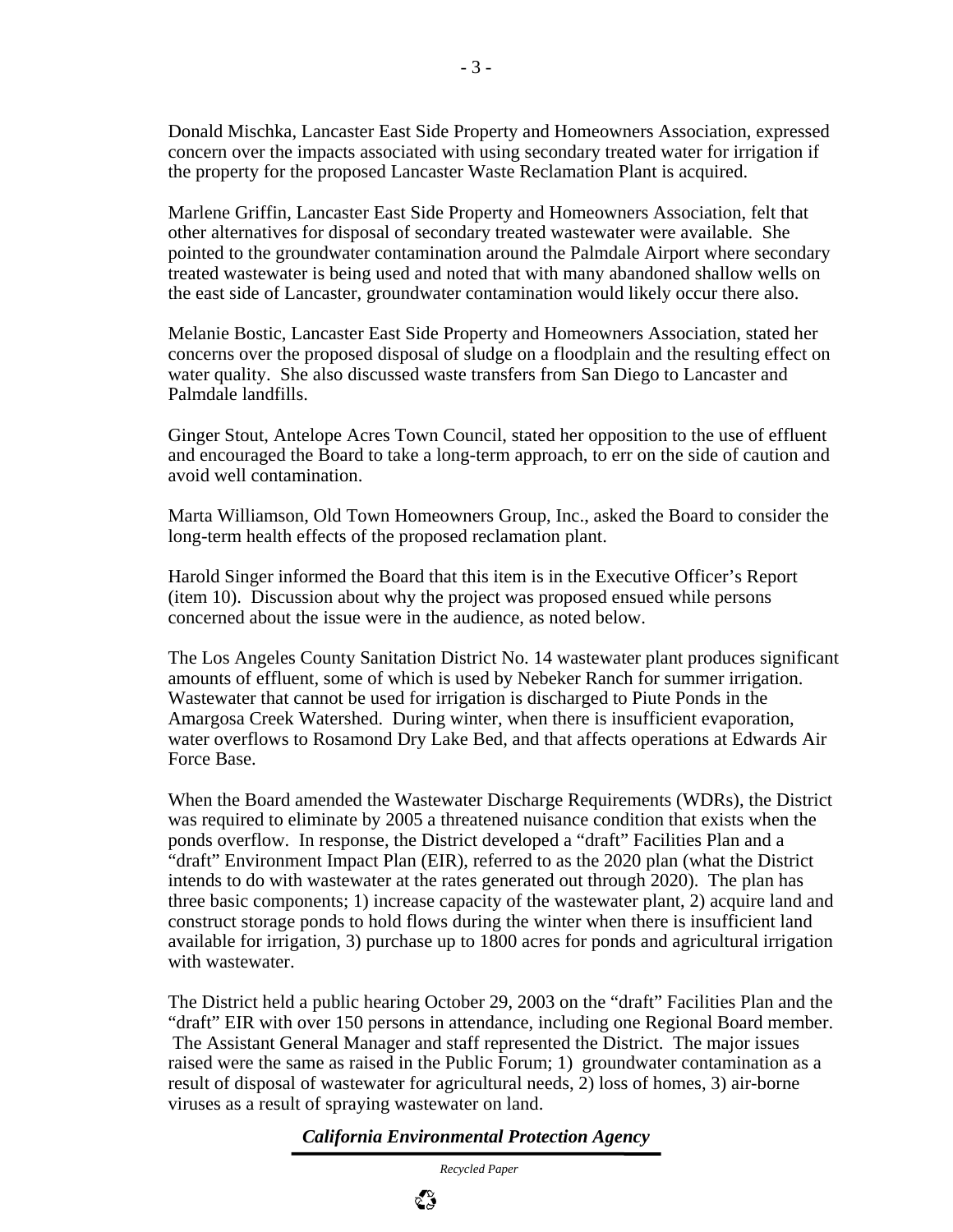Donald Mischka, Lancaster East Side Property and Homeowners Association, expressed concern over the impacts associated with using secondary treated water for irrigation if the property for the proposed Lancaster Waste Reclamation Plant is acquired.

Marlene Griffin, Lancaster East Side Property and Homeowners Association, felt that other alternatives for disposal of secondary treated wastewater were available. She pointed to the groundwater contamination around the Palmdale Airport where secondary treated wastewater is being used and noted that with many abandoned shallow wells on the east side of Lancaster, groundwater contamination would likely occur there also.

Melanie Bostic, Lancaster East Side Property and Homeowners Association, stated her concerns over the proposed disposal of sludge on a floodplain and the resulting effect on water quality. She also discussed waste transfers from San Diego to Lancaster and Palmdale landfills.

Ginger Stout, Antelope Acres Town Council, stated her opposition to the use of effluent and encouraged the Board to take a long-term approach, to err on the side of caution and avoid well contamination.

Marta Williamson, Old Town Homeowners Group, Inc., asked the Board to consider the long-term health effects of the proposed reclamation plant.

Harold Singer informed the Board that this item is in the Executive Officer's Report (item 10). Discussion about why the project was proposed ensued while persons concerned about the issue were in the audience, as noted below.

The Los Angeles County Sanitation District No. 14 wastewater plant produces significant amounts of effluent, some of which is used by Nebeker Ranch for summer irrigation. Wastewater that cannot be used for irrigation is discharged to Piute Ponds in the Amargosa Creek Watershed. During winter, when there is insufficient evaporation, water overflows to Rosamond Dry Lake Bed, and that affects operations at Edwards Air Force Base.

When the Board amended the Wastewater Discharge Requirements (WDRs), the District was required to eliminate by 2005 a threatened nuisance condition that exists when the ponds overflow. In response, the District developed a "draft" Facilities Plan and a "draft" Environment Impact Plan (EIR), referred to as the 2020 plan (what the District intends to do with wastewater at the rates generated out through 2020). The plan has three basic components; 1) increase capacity of the wastewater plant, 2) acquire land and construct storage ponds to hold flows during the winter when there is insufficient land available for irrigation, 3) purchase up to 1800 acres for ponds and agricultural irrigation with wastewater.

The District held a public hearing October 29, 2003 on the "draft" Facilities Plan and the "draft" EIR with over 150 persons in attendance, including one Regional Board member. The Assistant General Manager and staff represented the District. The major issues raised were the same as raised in the Public Forum; 1) groundwater contamination as a result of disposal of wastewater for agricultural needs, 2) loss of homes, 3) air-borne viruses as a result of spraying wastewater on land.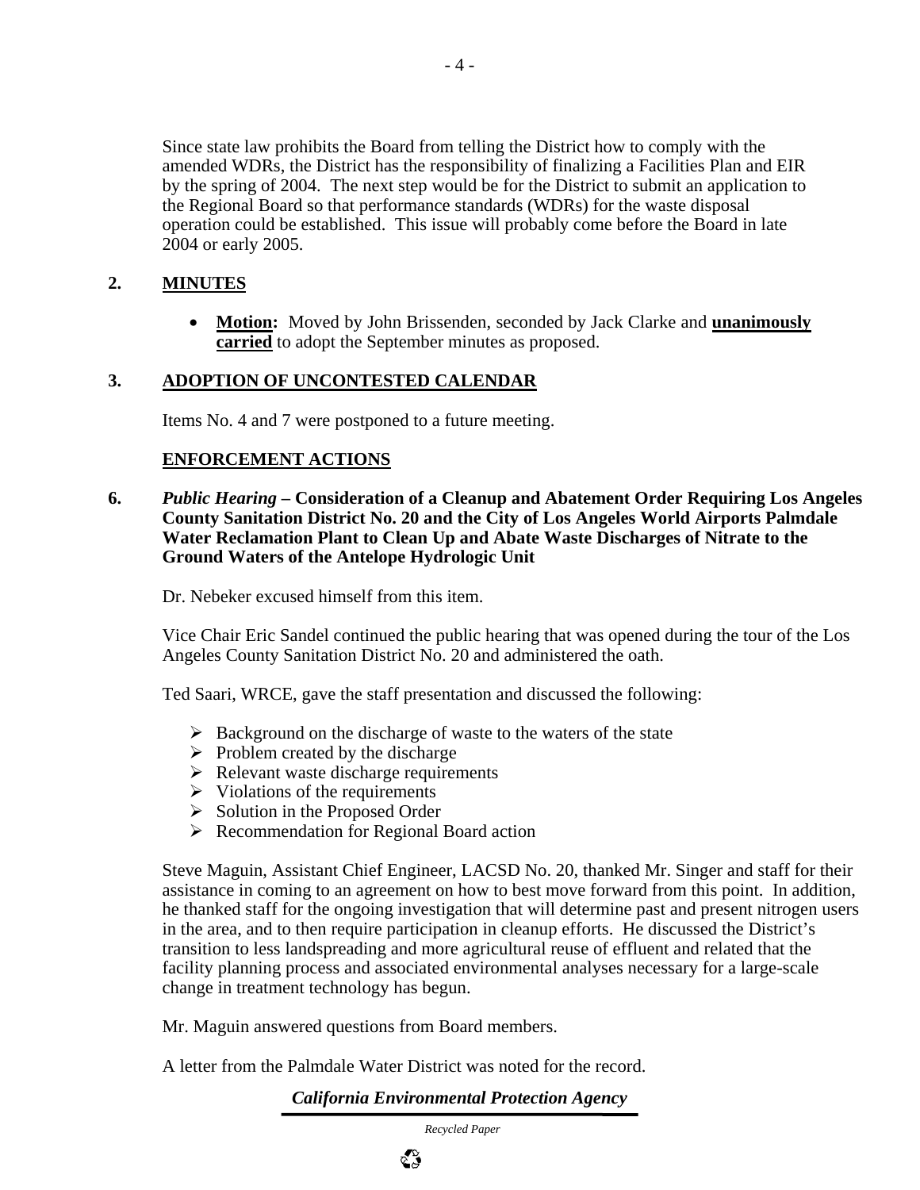Since state law prohibits the Board from telling the District how to comply with the amended WDRs, the District has the responsibility of finalizing a Facilities Plan and EIR by the spring of 2004. The next step would be for the District to submit an application to the Regional Board so that performance standards (WDRs) for the waste disposal operation could be established. This issue will probably come before the Board in late 2004 or early 2005.

## 2. MINUTES

- **Motion:** Moved by John Brissenden, seconded by Jack Clarke and **unanimously carried** to adopt the September minutes as proposed.

## 3. ADOPTION OF UNCONTESTED CALENDAR

Items No. 4 and 7 were postponed to a future meeting.

## ENFORCEMENT ACTIONS

**6.** ***Public Hearing* – Consideration of a Cleanup and Abatement Order Requiring Los Angeles County Sanitation District No. 20 and the City of Los Angeles World Airports Palmdale Water Reclamation Plant to Clean Up and Abate Waste Discharges of Nitrate to the Ground Waters of the Antelope Hydrologic Unit**

Dr. Nebeker excused himself from this item.

Vice Chair Eric Sandel continued the public hearing that was opened during the tour of the Los Angeles County Sanitation District No. 20 and administered the oath.

Ted Saari, WRCE, gave the staff presentation and discussed the following:

- Background on the discharge of waste to the waters of the state
- Problem created by the discharge
- Relevant waste discharge requirements
- Violations of the requirements
- Solution in the Proposed Order
- Recommendation for Regional Board action

Steve Maguin, Assistant Chief Engineer, LACSD No. 20, thanked Mr. Singer and staff for their assistance in coming to an agreement on how to best move forward from this point. In addition, he thanked staff for the ongoing investigation that will determine past and present nitrogen users in the area, and to then require participation in cleanup efforts. He discussed the District's transition to less landspreading and more agricultural reuse of effluent and related that the facility planning process and associated environmental analyses necessary for a large-scale change in treatment technology has begun.

Mr. Maguin answered questions from Board members.

A letter from the Palmdale Water District was noted for the record.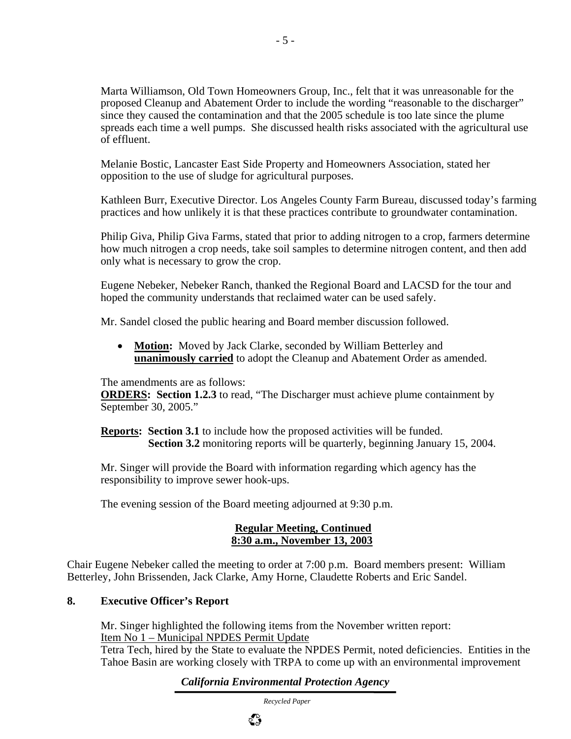Marta Williamson, Old Town Homeowners Group, Inc., felt that it was unreasonable for the proposed Cleanup and Abatement Order to include the wording "reasonable to the discharger" since they caused the contamination and that the 2005 schedule is too late since the plume spreads each time a well pumps. She discussed health risks associated with the agricultural use of effluent.

Melanie Bostic, Lancaster East Side Property and Homeowners Association, stated her opposition to the use of sludge for agricultural purposes.

Kathleen Burr, Executive Director. Los Angeles County Farm Bureau, discussed today's farming practices and how unlikely it is that these practices contribute to groundwater contamination.

Philip Giva, Philip Giva Farms, stated that prior to adding nitrogen to a crop, farmers determine how much nitrogen a crop needs, take soil samples to determine nitrogen content, and then add only what is necessary to grow the crop.

Eugene Nebeker, Nebeker Ranch, thanked the Regional Board and LACSD for the tour and hoped the community understands that reclaimed water can be used safely.

Mr. Sandel closed the public hearing and Board member discussion followed.

- **Motion:** Moved by Jack Clarke, seconded by William Betterley and **unanimously carried** to adopt the Cleanup and Abatement Order as amended.

The amendments are as follows:
**ORDERS: Section 1.2.3** to read, "The Discharger must achieve plume containment by September 30, 2005."

**Reports: Section 3.1** to include how the proposed activities will be funded.
**Section 3.2** monitoring reports will be quarterly, beginning January 15, 2004.

Mr. Singer will provide the Board with information regarding which agency has the responsibility to improve sewer hook-ups.

The evening session of the Board meeting adjourned at 9:30 p.m.

**Regular Meeting, Continued**
**8:30 a.m., November 13, 2003**

Chair Eugene Nebeker called the meeting to order at 7:00 p.m. Board members present: William Betterley, John Brissenden, Jack Clarke, Amy Horne, Claudette Roberts and Eric Sandel.

## 8. Executive Officer's Report

Mr. Singer highlighted the following items from the November written report:
Item No 1 – Municipal NPDES Permit Update
Tetra Tech, hired by the State to evaluate the NPDES Permit, noted deficiencies. Entities in the Tahoe Basin are working closely with TRPA to come up with an environmental improvement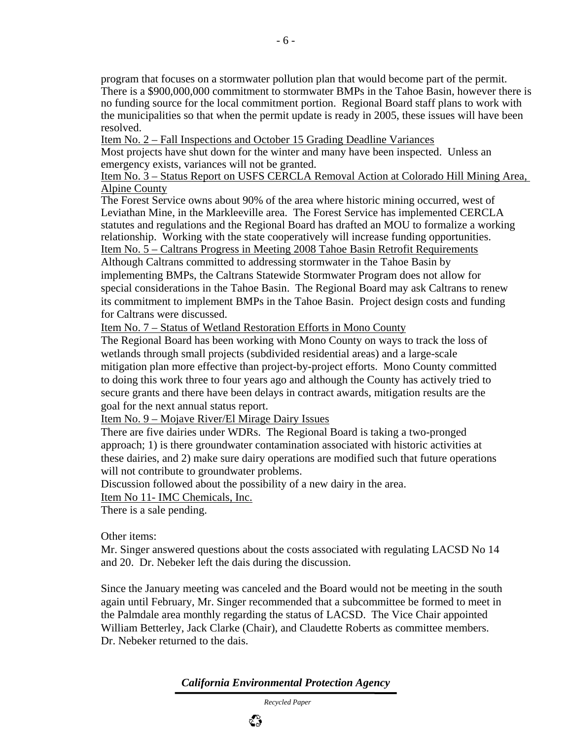program that focuses on a stormwater pollution plan that would become part of the permit. There is a $900,000,000 commitment to stormwater BMPs in the Tahoe Basin, however there is no funding source for the local commitment portion. Regional Board staff plans to work with the municipalities so that when the permit update is ready in 2005, these issues will have been resolved.

Item No. 2 – Fall Inspections and October 15 Grading Deadline Variances

Most projects have shut down for the winter and many have been inspected. Unless an emergency exists, variances will not be granted.

Item No. 3 – Status Report on USFS CERCLA Removal Action at Colorado Hill Mining Area, Alpine County

The Forest Service owns about 90% of the area where historic mining occurred, west of Leviathan Mine, in the Markleeville area. The Forest Service has implemented CERCLA statutes and regulations and the Regional Board has drafted an MOU to formalize a working relationship. Working with the state cooperatively will increase funding opportunities.

Item No. 5 – Caltrans Progress in Meeting 2008 Tahoe Basin Retrofit Requirements

Although Caltrans committed to addressing stormwater in the Tahoe Basin by implementing BMPs, the Caltrans Statewide Stormwater Program does not allow for special considerations in the Tahoe Basin. The Regional Board may ask Caltrans to renew its commitment to implement BMPs in the Tahoe Basin. Project design costs and funding for Caltrans were discussed.

Item No. 7 – Status of Wetland Restoration Efforts in Mono County

The Regional Board has been working with Mono County on ways to track the loss of wetlands through small projects (subdivided residential areas) and a large-scale mitigation plan more effective than project-by-project efforts. Mono County committed to doing this work three to four years ago and although the County has actively tried to secure grants and there have been delays in contract awards, mitigation results are the goal for the next annual status report.

Item No. 9 – Mojave River/El Mirage Dairy Issues

There are five dairies under WDRs. The Regional Board is taking a two-pronged approach; 1) is there groundwater contamination associated with historic activities at these dairies, and 2) make sure dairy operations are modified such that future operations will not contribute to groundwater problems.

Discussion followed about the possibility of a new dairy in the area.

Item No 11- IMC Chemicals, Inc.

There is a sale pending.

Other items:

Mr. Singer answered questions about the costs associated with regulating LACSD No 14 and 20. Dr. Nebeker left the dais during the discussion.

Since the January meeting was canceled and the Board would not be meeting in the south again until February, Mr. Singer recommended that a subcommittee be formed to meet in the Palmdale area monthly regarding the status of LACSD. The Vice Chair appointed William Betterley, Jack Clarke (Chair), and Claudette Roberts as committee members. Dr. Nebeker returned to the dais.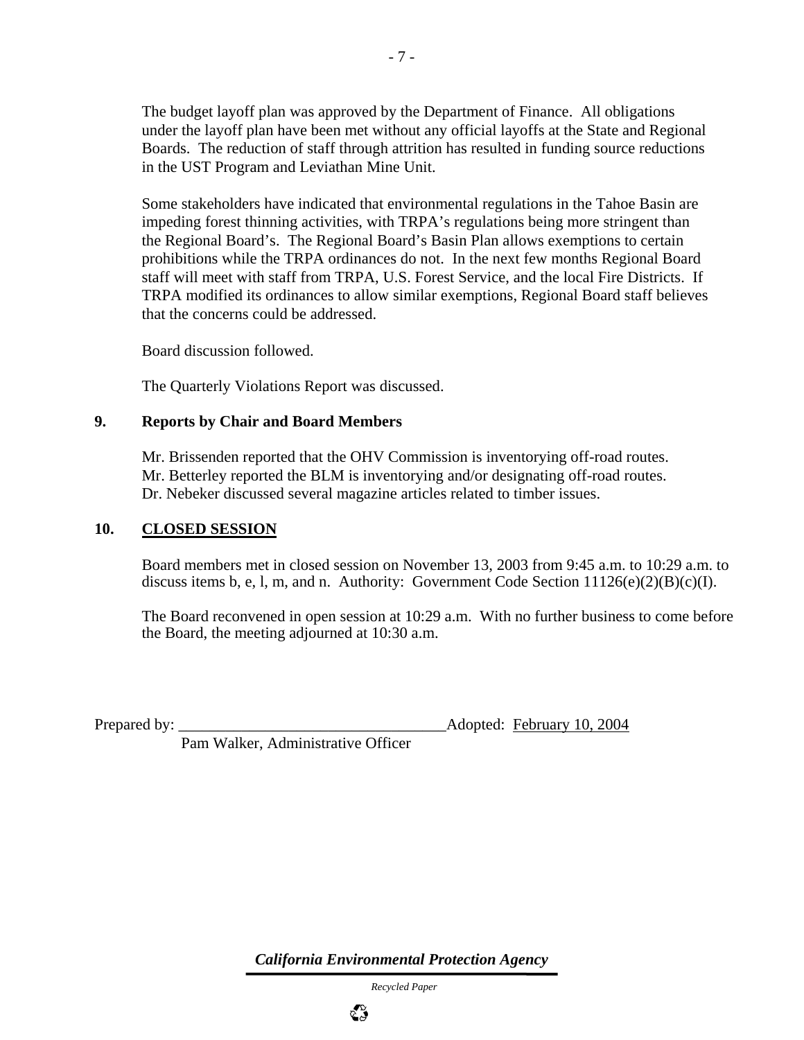The budget layoff plan was approved by the Department of Finance. All obligations under the layoff plan have been met without any official layoffs at the State and Regional Boards. The reduction of staff through attrition has resulted in funding source reductions in the UST Program and Leviathan Mine Unit.

Some stakeholders have indicated that environmental regulations in the Tahoe Basin are impeding forest thinning activities, with TRPA's regulations being more stringent than the Regional Board's. The Regional Board's Basin Plan allows exemptions to certain prohibitions while the TRPA ordinances do not. In the next few months Regional Board staff will meet with staff from TRPA, U.S. Forest Service, and the local Fire Districts. If TRPA modified its ordinances to allow similar exemptions, Regional Board staff believes that the concerns could be addressed.

Board discussion followed.

The Quarterly Violations Report was discussed.

**9. Reports by Chair and Board Members**

Mr. Brissenden reported that the OHV Commission is inventorying off-road routes.
Mr. Betterley reported the BLM is inventorying and/or designating off-road routes.
Dr. Nebeker discussed several magazine articles related to timber issues.

**10. <u>CLOSED SESSION</u>**

Board members met in closed session on November 13, 2003 from 9:45 a.m. to 10:29 a.m. to discuss items b, e, l, m, and n. Authority: Government Code Section 11126(e)(2)(B)(c)(I).

The Board reconvened in open session at 10:29 a.m. With no further business to come before the Board, the meeting adjourned at 10:30 a.m.

Prepared by: ________________________________ Adopted: <u>February 10, 2004</u>
Pam Walker, Administrative Officer

***California Environmental Protection Agency***

*Recycled Paper*